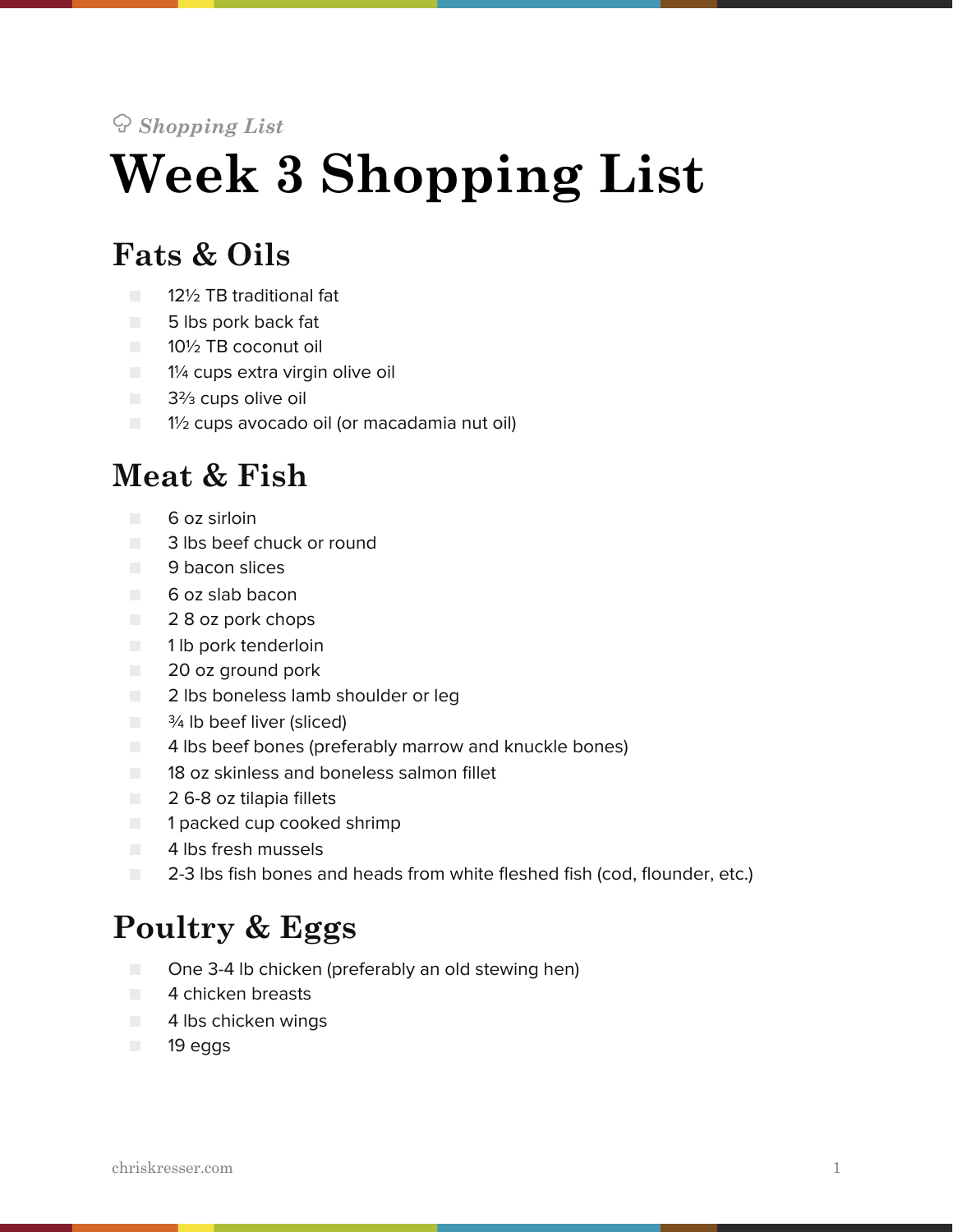*Shopping List*

# Week 3 Shopping List

## Fats & Oils

- 12½ TB traditional fat
- 5 lbs pork back fat
- 10½ TB coconut oil
- 1¼ cups extra virgin olive oil
- 3⅔ cups olive oil
- 1½ cups avocado oil (or macadamia nut oil)

## Meat & Fish

- 6 oz sirloin
- 3 lbs beef chuck or round
- 9 bacon slices
- 6 oz slab bacon
- 2 8 oz pork chops
- 1 lb pork tenderloin
- 20 oz ground pork
- 2 lbs boneless lamb shoulder or leg
- ¾ lb beef liver (sliced)
- 4 lbs beef bones (preferably marrow and knuckle bones)
- 18 oz skinless and boneless salmon fillet
- 2 6-8 oz tilapia fillets
- 1 packed cup cooked shrimp
- 4 lbs fresh mussels
- 2-3 lbs fish bones and heads from white fleshed fish (cod, flounder, etc.)

## Poultry & Eggs

- One 3-4 lb chicken (preferably an old stewing hen)
- 4 chicken breasts
- 4 lbs chicken wings
- 19 eggs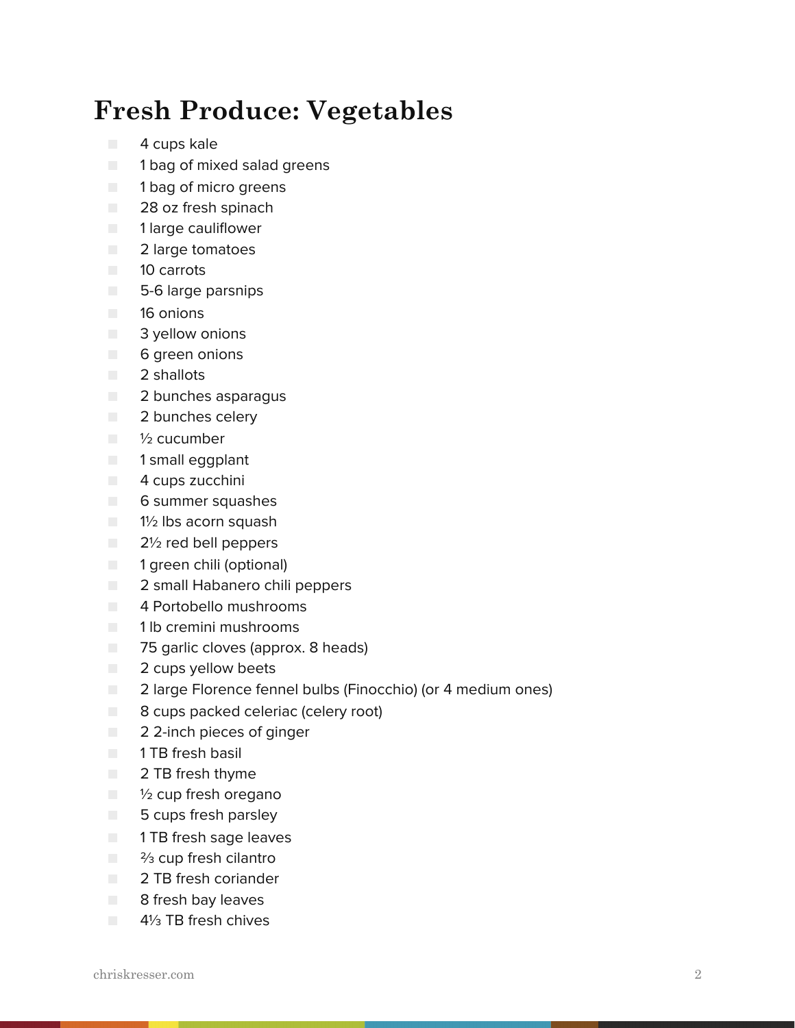# Fresh Produce: Vegetables

- 4 cups kale
- 1 bag of mixed salad greens
- 1 bag of micro greens
- 28 oz fresh spinach
- 1 large cauliflower
- 2 large tomatoes
- 10 carrots
- 5-6 large parsnips
- 16 onions
- 3 yellow onions
- 6 green onions
- 2 shallots
- 2 bunches asparagus
- 2 bunches celery
- ½ cucumber
- 1 small eggplant
- 4 cups zucchini
- 6 summer squashes
- 1½ lbs acorn squash
- 2½ red bell peppers
- 1 green chili (optional)
- 2 small Habanero chili peppers
- 4 Portobello mushrooms
- 1 lb cremini mushrooms
- 75 garlic cloves (approx. 8 heads)
- 2 cups yellow beets
- 2 large Florence fennel bulbs (Finocchio) (or 4 medium ones)
- 8 cups packed celeriac (celery root)
- 2 2-inch pieces of ginger
- 1 TB fresh basil
- 2 TB fresh thyme
- ½ cup fresh oregano
- 5 cups fresh parsley
- 1 TB fresh sage leaves
- ⅔ cup fresh cilantro
- 2 TB fresh coriander
- 8 fresh bay leaves
- 4⅓ TB fresh chives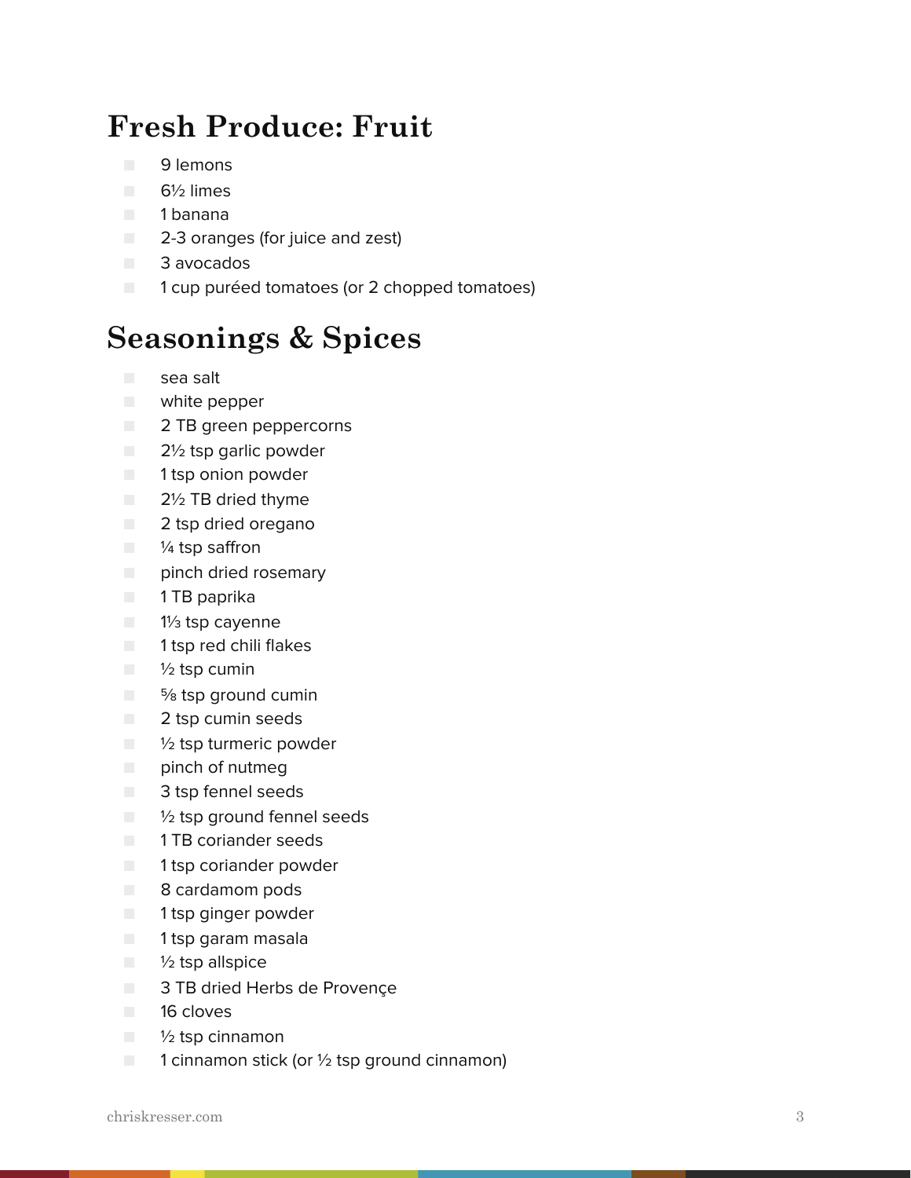# Fresh Produce: Fruit

- 9 lemons
- 6½ limes
- 1 banana
- 2-3 oranges (for juice and zest)
- 3 avocados
- 1 cup puréed tomatoes (or 2 chopped tomatoes)

# Seasonings & Spices

- sea salt
- white pepper
- 2 TB green peppercorns
- 2½ tsp garlic powder
- 1 tsp onion powder
- 2½ TB dried thyme
- 2 tsp dried oregano
- ¼ tsp saffron
- pinch dried rosemary
- 1 TB paprika
- 1⅓ tsp cayenne
- 1 tsp red chili flakes
- ½ tsp cumin
- ⅝ tsp ground cumin
- 2 tsp cumin seeds
- ½ tsp turmeric powder
- pinch of nutmeg
- 3 tsp fennel seeds
- ½ tsp ground fennel seeds
- 1 TB coriander seeds
- 1 tsp coriander powder
- 8 cardamom pods
- 1 tsp ginger powder
- 1 tsp garam masala
- ½ tsp allspice
- 3 TB dried Herbs de Provençe
- 16 cloves
- ½ tsp cinnamon
- 1 cinnamon stick (or ½ tsp ground cinnamon)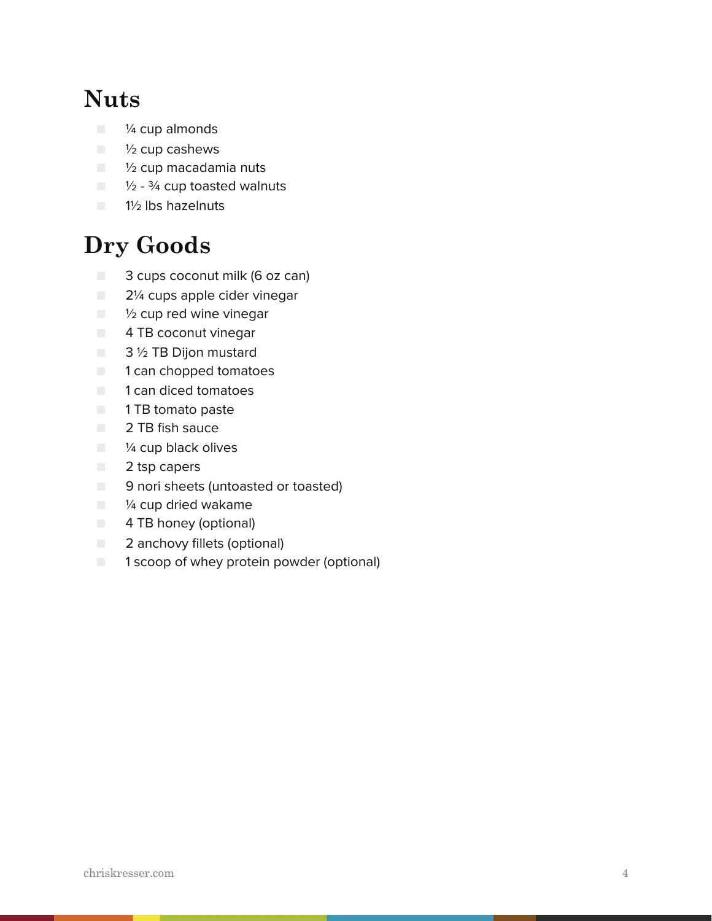# Nuts

- ¼ cup almonds
- ½ cup cashews
- ½ cup macadamia nuts
- ½ - ¾ cup toasted walnuts
- 1½ lbs hazelnuts

# Dry Goods

- 3 cups coconut milk (6 oz can)
- 2¼ cups apple cider vinegar
- ½ cup red wine vinegar
- 4 TB coconut vinegar
- 3 ½ TB Dijon mustard
- 1 can chopped tomatoes
- 1 can diced tomatoes
- 1 TB tomato paste
- 2 TB fish sauce
- ¼ cup black olives
- 2 tsp capers
- 9 nori sheets (untoasted or toasted)
- ¼ cup dried wakame
- 4 TB honey (optional)
- 2 anchovy fillets (optional)
- 1 scoop of whey protein powder (optional)